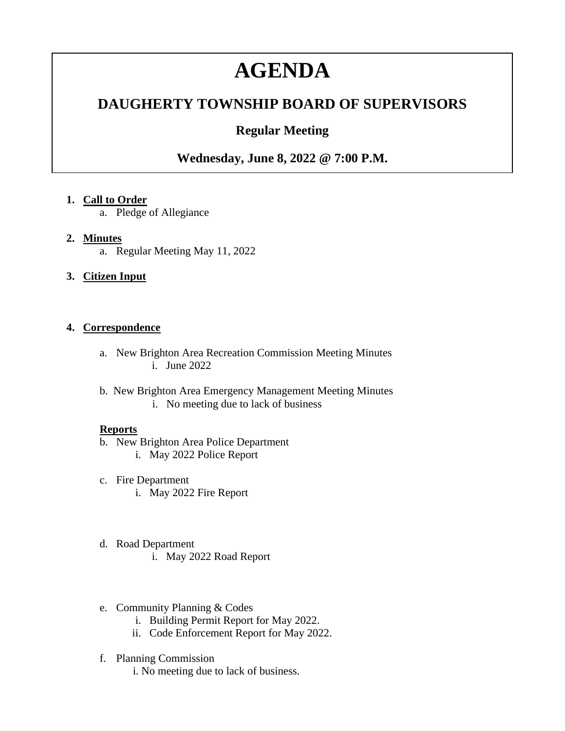# AGENDA

## DAUGHERTY TOWNSHIP BOARD OF SUPERVISORS

### Regular Meeting

### Wednesday, June 8, 2022 @ 7:00 P.M.

1. **Call to Order**
   a. Pledge of Allegiance

2. **Minutes**
   a. Regular Meeting May 11, 2022

3. **Citizen Input**

4. **Correspondence**

   a. New Brighton Area Recreation Commission Meeting Minutes
      i. June 2022

   b. New Brighton Area Emergency Management Meeting Minutes
      i. No meeting due to lack of business

   **Reports**

   b. New Brighton Area Police Department
      i. May 2022 Police Report

   c. Fire Department
      i. May 2022 Fire Report

   d. Road Department
      i. May 2022 Road Report

   e. Community Planning & Codes
      i. Building Permit Report for May 2022.
      ii. Code Enforcement Report for May 2022.

   f. Planning Commission
      i. No meeting due to lack of business.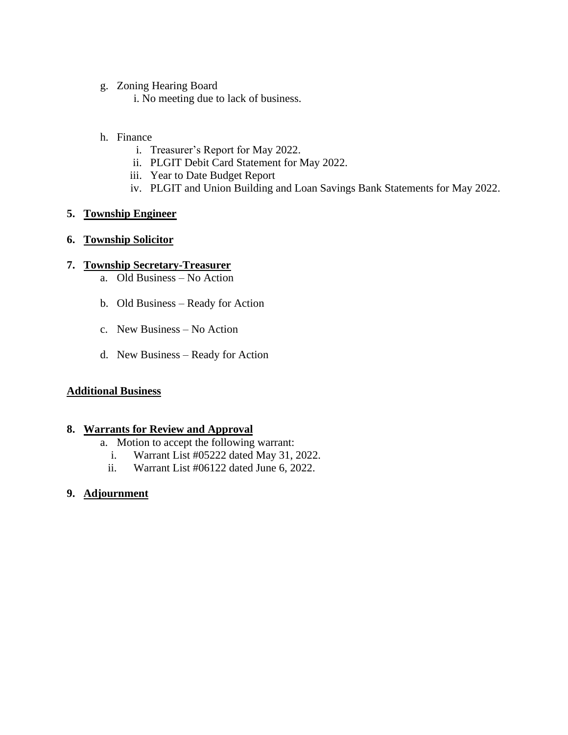g. Zoning Hearing Board
    i. No meeting due to lack of business.

h. Finance
    i. Treasurer's Report for May 2022.
    ii. PLGIT Debit Card Statement for May 2022.
    iii. Year to Date Budget Report
    iv. PLGIT and Union Building and Loan Savings Bank Statements for May 2022.

**5. <u>Township Engineer</u>**

**6. <u>Township Solicitor</u>**

**7. <u>Township Secretary-Treasurer</u>**

a. Old Business – No Action

b. Old Business – Ready for Action

c. New Business – No Action

d. New Business – Ready for Action

**<u>Additional Business</u>**

**8. <u>Warrants for Review and Approval</u>**

a. Motion to accept the following warrant:
    i. Warrant List #05222 dated May 31, 2022.
    ii. Warrant List #06122 dated June 6, 2022.

**9. <u>Adjournment</u>**